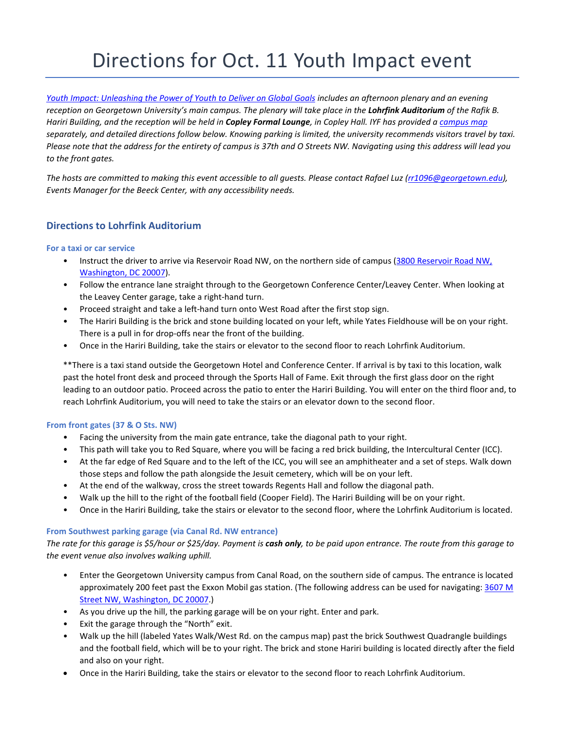# Directions for Oct. 11 Youth Impact event

*Youth Impact: Unleashing the Power of Youth to Deliver on Global Goals includes an afternoon plenary and an evening reception on Georgetown University's main campus. The plenary will take place in the **Lohrfink Auditorium** of the Rafik B. Hariri Building, and the reception will be held in **Copley Formal Lounge**, in Copley Hall. IYF has provided a campus map separately, and detailed directions follow below. Knowing parking is limited, the university recommends visitors travel by taxi. Please note that the address for the entirety of campus is 37th and O Streets NW. Navigating using this address will lead you to the front gates.*

*The hosts are committed to making this event accessible to all guests. Please contact Rafael Luz (rr1096@georgetown.edu), Events Manager for the Beeck Center, with any accessibility needs.*

## Directions to Lohrfink Auditorium

### For a taxi or car service

- Instruct the driver to arrive via Reservoir Road NW, on the northern side of campus (3800 Reservoir Road NW, Washington, DC 20007).
- Follow the entrance lane straight through to the Georgetown Conference Center/Leavey Center. When looking at the Leavey Center garage, take a right-hand turn.
- Proceed straight and take a left-hand turn onto West Road after the first stop sign.
- The Hariri Building is the brick and stone building located on your left, while Yates Fieldhouse will be on your right. There is a pull in for drop-offs near the front of the building.
- Once in the Hariri Building, take the stairs or elevator to the second floor to reach Lohrfink Auditorium.

**There is a taxi stand outside the Georgetown Hotel and Conference Center. If arrival is by taxi to this location, walk past the hotel front desk and proceed through the Sports Hall of Fame. Exit through the first glass door on the right leading to an outdoor patio. Proceed across the patio to enter the Hariri Building. You will enter on the third floor and, to reach Lohrfink Auditorium, you will need to take the stairs or an elevator down to the second floor.

### From front gates (37 & O Sts. NW)

- Facing the university from the main gate entrance, take the diagonal path to your right.
- This path will take you to Red Square, where you will be facing a red brick building, the Intercultural Center (ICC).
- At the far edge of Red Square and to the left of the ICC, you will see an amphitheater and a set of steps. Walk down those steps and follow the path alongside the Jesuit cemetery, which will be on your left.
- At the end of the walkway, cross the street towards Regents Hall and follow the diagonal path.
- Walk up the hill to the right of the football field (Cooper Field). The Hariri Building will be on your right.
- Once in the Hariri Building, take the stairs or elevator to the second floor, where the Lohrfink Auditorium is located.

### From Southwest parking garage (via Canal Rd. NW entrance)

*The rate for this garage is $5/hour or $25/day. Payment is **cash only**, to be paid upon entrance. The route from this garage to the event venue also involves walking uphill.*

- Enter the Georgetown University campus from Canal Road, on the southern side of campus. The entrance is located approximately 200 feet past the Exxon Mobil gas station. (The following address can be used for navigating: 3607 M Street NW, Washington, DC 20007.)
- As you drive up the hill, the parking garage will be on your right. Enter and park.
- Exit the garage through the "North" exit.
- Walk up the hill (labeled Yates Walk/West Rd. on the campus map) past the brick Southwest Quadrangle buildings and the football field, which will be to your right. The brick and stone Hariri building is located directly after the field and also on your right.
- Once in the Hariri Building, take the stairs or elevator to the second floor to reach Lohrfink Auditorium.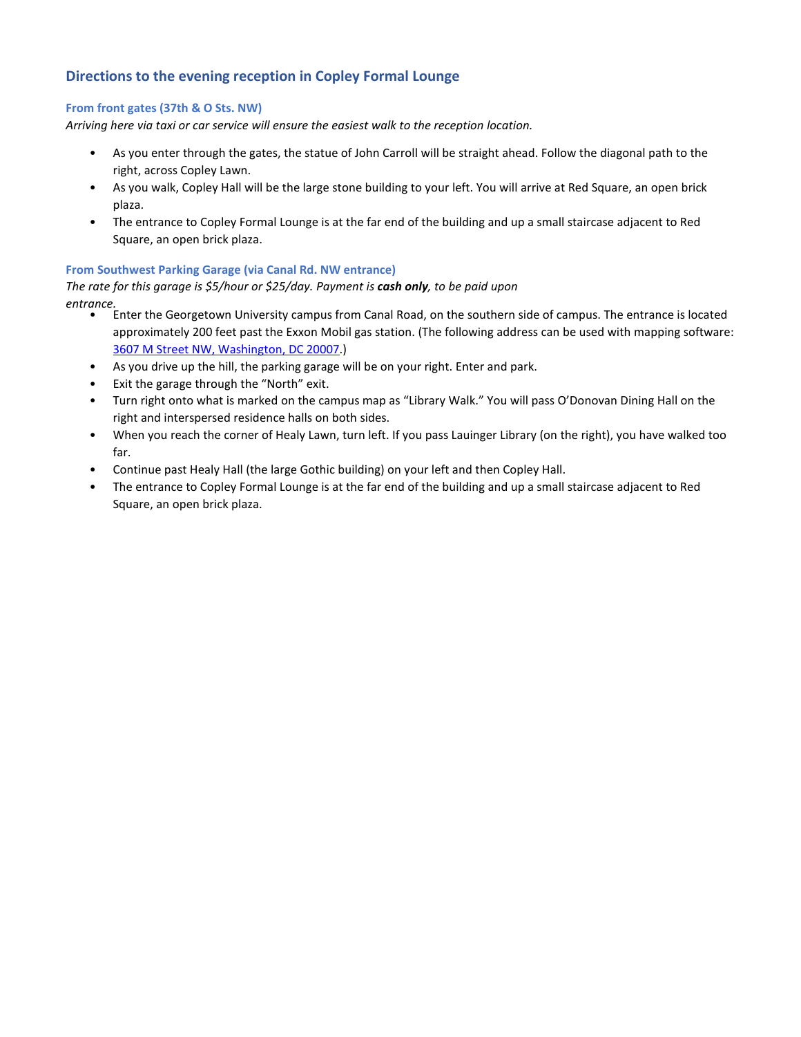## Directions to the evening reception in Copley Formal Lounge

### From front gates (37th & O Sts. NW)

*Arriving here via taxi or car service will ensure the easiest walk to the reception location.*

- As you enter through the gates, the statue of John Carroll will be straight ahead. Follow the diagonal path to the right, across Copley Lawn.
- As you walk, Copley Hall will be the large stone building to your left. You will arrive at Red Square, an open brick plaza.
- The entrance to Copley Formal Lounge is at the far end of the building and up a small staircase adjacent to Red Square, an open brick plaza.

### From Southwest Parking Garage (via Canal Rd. NW entrance)

*The rate for this garage is $5/hour or $25/day. Payment is **cash only**, to be paid upon entrance.*

- Enter the Georgetown University campus from Canal Road, on the southern side of campus. The entrance is located approximately 200 feet past the Exxon Mobil gas station. (The following address can be used with mapping software: [3607 M Street NW, Washington, DC 20007](#).)
- As you drive up the hill, the parking garage will be on your right. Enter and park.
- Exit the garage through the "North" exit.
- Turn right onto what is marked on the campus map as "Library Walk." You will pass O'Donovan Dining Hall on the right and interspersed residence halls on both sides.
- When you reach the corner of Healy Lawn, turn left. If you pass Lauinger Library (on the right), you have walked too far.
- Continue past Healy Hall (the large Gothic building) on your left and then Copley Hall.
- The entrance to Copley Formal Lounge is at the far end of the building and up a small staircase adjacent to Red Square, an open brick plaza.